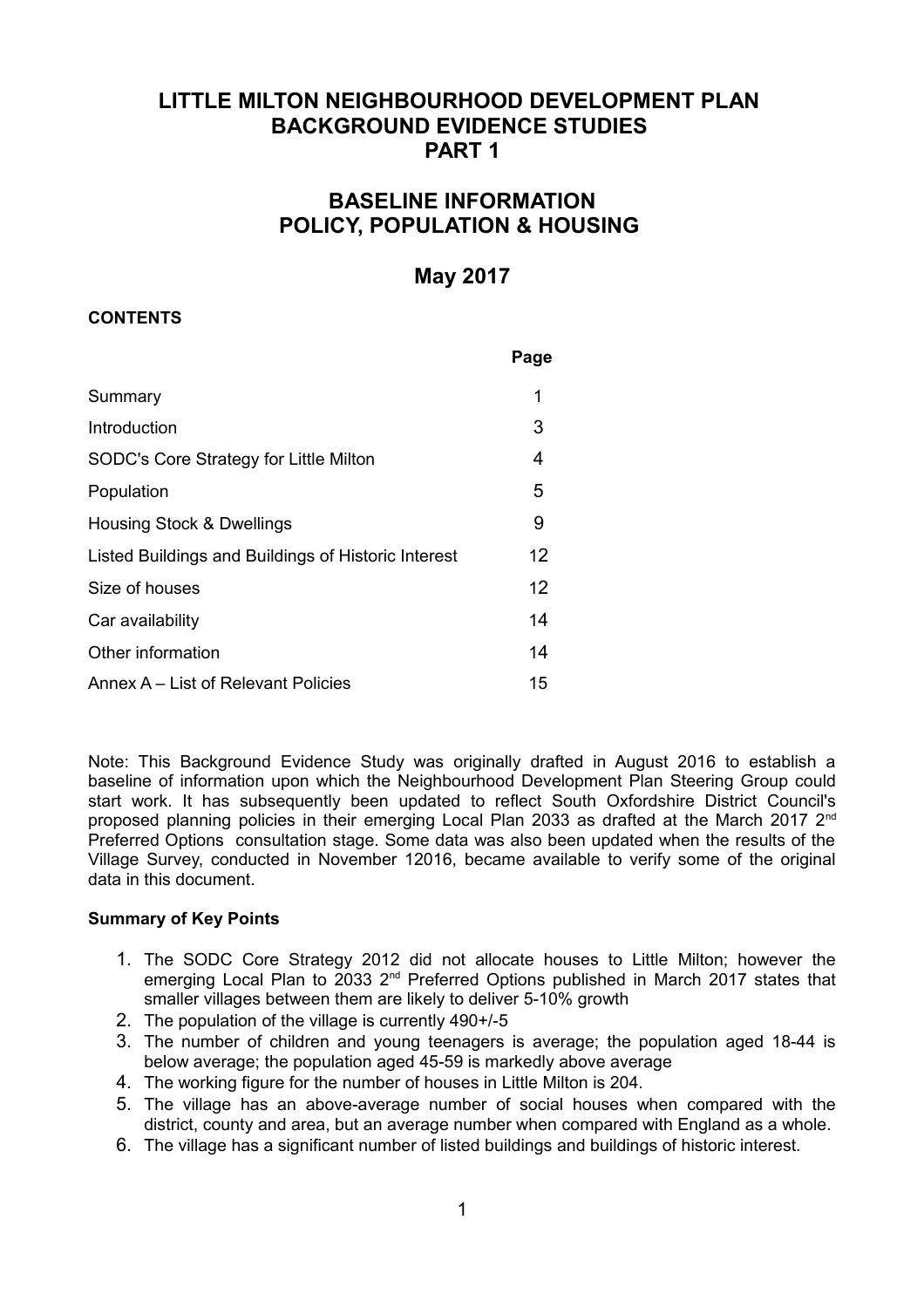# LITTLE MILTON NEIGHBOURHOOD DEVELOPMENT PLAN
# BACKGROUND EVIDENCE STUDIES
# PART 1

## BASELINE INFORMATION
## POLICY, POPULATION & HOUSING

## May 2017

**CONTENTS**

| | Page |
|---|---|
| Summary | 1 |
| Introduction | 3 |
| SODC's Core Strategy for Little Milton | 4 |
| Population | 5 |
| Housing Stock & Dwellings | 9 |
| Listed Buildings and Buildings of Historic Interest | 12 |
| Size of houses | 12 |
| Car availability | 14 |
| Other information | 14 |
| Annex A – List of Relevant Policies | 15 |

Note: This Background Evidence Study was originally drafted in August 2016 to establish a baseline of information upon which the Neighbourhood Development Plan Steering Group could start work. It has subsequently been updated to reflect South Oxfordshire District Council's proposed planning policies in their emerging Local Plan 2033 as drafted at the March 2017 2nd Preferred Options consultation stage. Some data was also been updated when the results of the Village Survey, conducted in November 12016, became available to verify some of the original data in this document.

**Summary of Key Points**

1. The SODC Core Strategy 2012 did not allocate houses to Little Milton; however the emerging Local Plan to 2033 2nd Preferred Options published in March 2017 states that smaller villages between them are likely to deliver 5-10% growth
2. The population of the village is currently 490+/-5
3. The number of children and young teenagers is average; the population aged 18-44 is below average; the population aged 45-59 is markedly above average
4. The working figure for the number of houses in Little Milton is 204.
5. The village has an above-average number of social houses when compared with the district, county and area, but an average number when compared with England as a whole.
6. The village has a significant number of listed buildings and buildings of historic interest.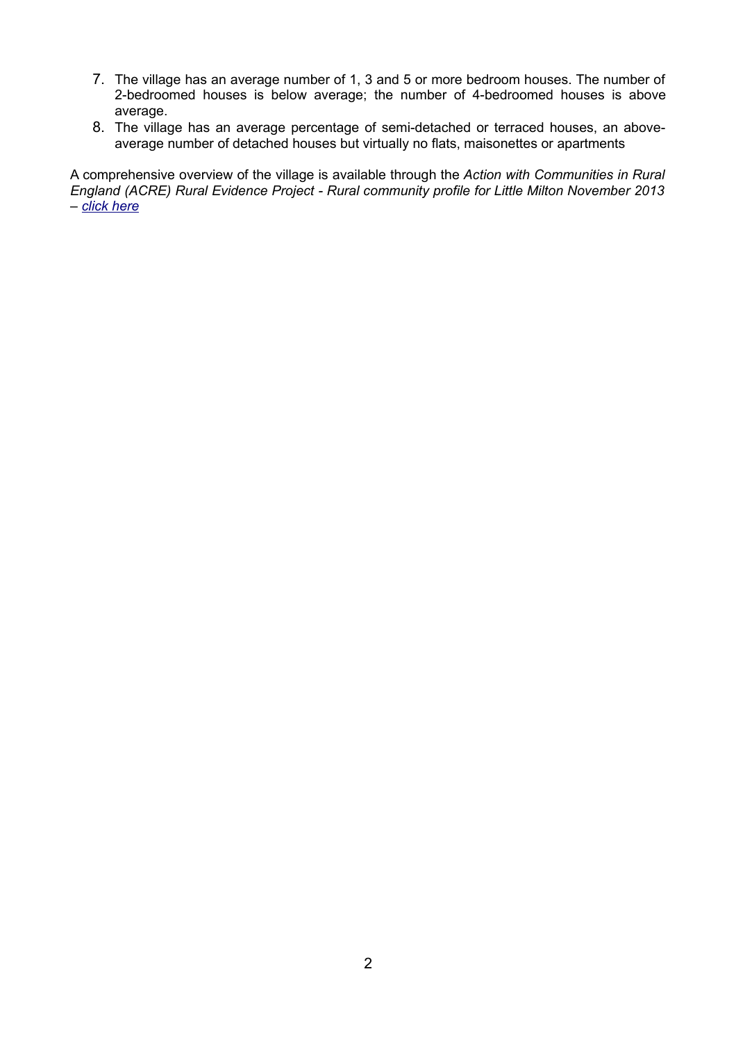7. The village has an average number of 1, 3 and 5 or more bedroom houses. The number of 2-bedroomed houses is below average; the number of 4-bedroomed houses is above average.
8. The village has an average percentage of semi-detached or terraced houses, an above-average number of detached houses but virtually no flats, maisonettes or apartments

A comprehensive overview of the village is available through the *Action with Communities in Rural England (ACRE) Rural Evidence Project - Rural community profile for Little Milton November 2013 – click here*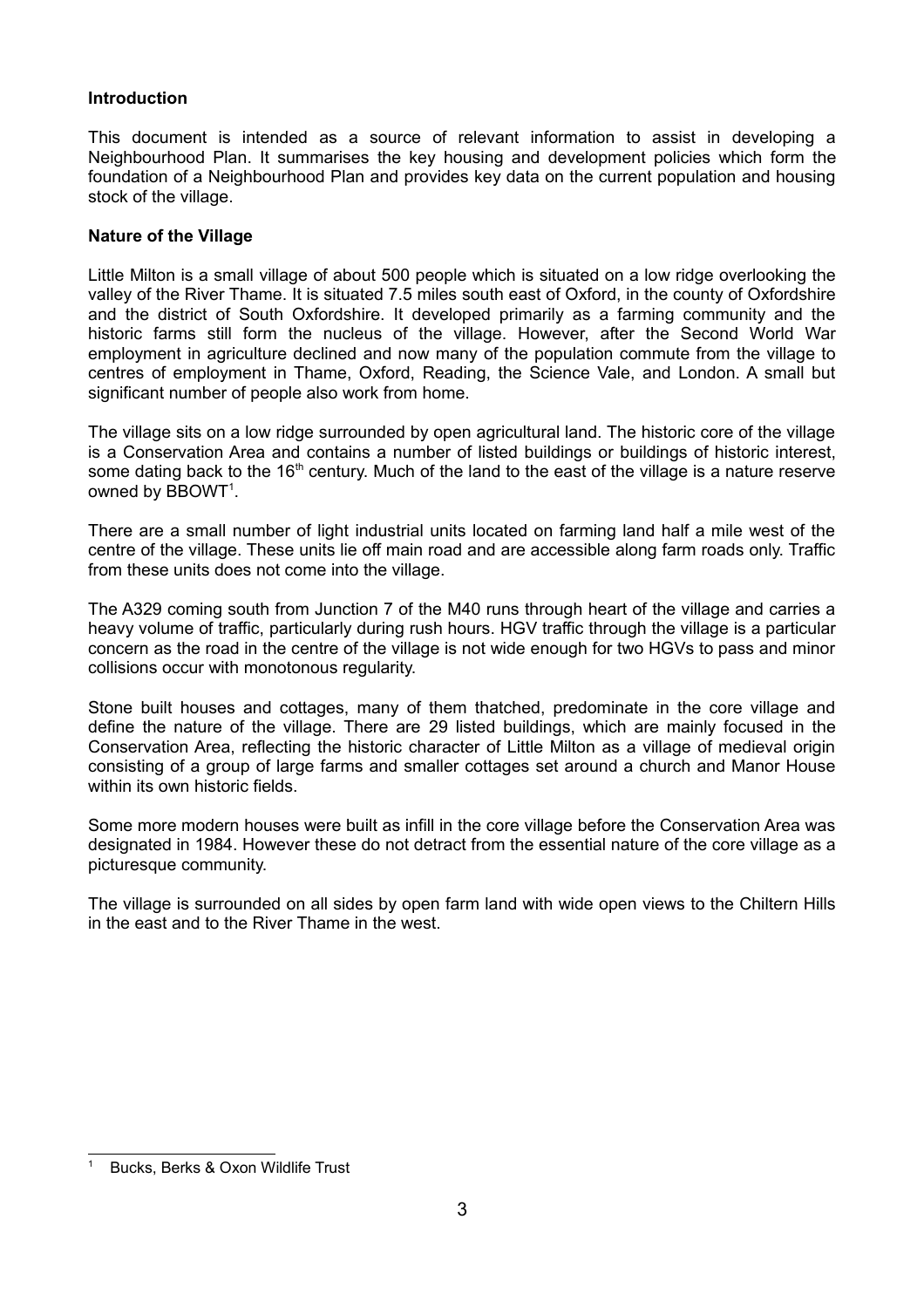**Introduction**

This document is intended as a source of relevant information to assist in developing a Neighbourhood Plan. It summarises the key housing and development policies which form the foundation of a Neighbourhood Plan and provides key data on the current population and housing stock of the village.

**Nature of the Village**

Little Milton is a small village of about 500 people which is situated on a low ridge overlooking the valley of the River Thame. It is situated 7.5 miles south east of Oxford, in the county of Oxfordshire and the district of South Oxfordshire. It developed primarily as a farming community and the historic farms still form the nucleus of the village. However, after the Second World War employment in agriculture declined and now many of the population commute from the village to centres of employment in Thame, Oxford, Reading, the Science Vale, and London. A small but significant number of people also work from home.

The village sits on a low ridge surrounded by open agricultural land. The historic core of the village is a Conservation Area and contains a number of listed buildings or buildings of historic interest, some dating back to the 16th century. Much of the land to the east of the village is a nature reserve owned by BBOWT[1].

There are a small number of light industrial units located on farming land half a mile west of the centre of the village. These units lie off main road and are accessible along farm roads only. Traffic from these units does not come into the village.

The A329 coming south from Junction 7 of the M40 runs through heart of the village and carries a heavy volume of traffic, particularly during rush hours. HGV traffic through the village is a particular concern as the road in the centre of the village is not wide enough for two HGVs to pass and minor collisions occur with monotonous regularity.

Stone built houses and cottages, many of them thatched, predominate in the core village and define the nature of the village. There are 29 listed buildings, which are mainly focused in the Conservation Area, reflecting the historic character of Little Milton as a village of medieval origin consisting of a group of large farms and smaller cottages set around a church and Manor House within its own historic fields.

Some more modern houses were built as infill in the core village before the Conservation Area was designated in 1984. However these do not detract from the essential nature of the core village as a picturesque community.

The village is surrounded on all sides by open farm land with wide open views to the Chiltern Hills in the east and to the River Thame in the west.

[1] Bucks, Berks & Oxon Wildlife Trust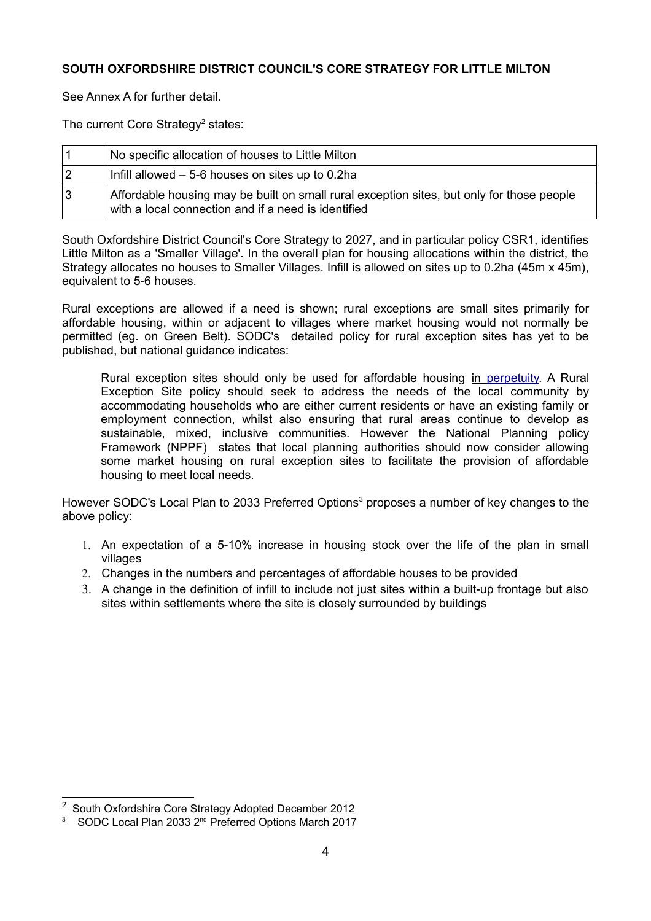**SOUTH OXFORDSHIRE DISTRICT COUNCIL'S CORE STRATEGY FOR LITTLE MILTON**

See Annex A for further detail.

The current Core Strategy[2] states:

| | |
|---|---|
| 1 | No specific allocation of houses to Little Milton |
| 2 | Infill allowed – 5-6 houses on sites up to 0.2ha |
| 3 | Affordable housing may be built on small rural exception sites, but only for those people with a local connection and if a need is identified |

South Oxfordshire District Council's Core Strategy to 2027, and in particular policy CSR1, identifies Little Milton as a 'Smaller Village'. In the overall plan for housing allocations within the district, the Strategy allocates no houses to Smaller Villages. Infill is allowed on sites up to 0.2ha (45m x 45m), equivalent to 5-6 houses.

Rural exceptions are allowed if a need is shown; rural exceptions are small sites primarily for affordable housing, within or adjacent to villages where market housing would not normally be permitted (eg. on Green Belt). SODC's detailed policy for rural exception sites has yet to be published, but national guidance indicates:

> Rural exception sites should only be used for affordable housing in perpetuity. A Rural Exception Site policy should seek to address the needs of the local community by accommodating households who are either current residents or have an existing family or employment connection, whilst also ensuring that rural areas continue to develop as sustainable, mixed, inclusive communities. However the National Planning policy Framework (NPPF) states that local planning authorities should now consider allowing some market housing on rural exception sites to facilitate the provision of affordable housing to meet local needs.

However SODC's Local Plan to 2033 Preferred Options[3] proposes a number of key changes to the above policy:

1. An expectation of a 5-10% increase in housing stock over the life of the plan in small villages
2. Changes in the numbers and percentages of affordable houses to be provided
3. A change in the definition of infill to include not just sites within a built-up frontage but also sites within settlements where the site is closely surrounded by buildings

---

[2] South Oxfordshire Core Strategy Adopted December 2012

[3] SODC Local Plan 2033 2nd Preferred Options March 2017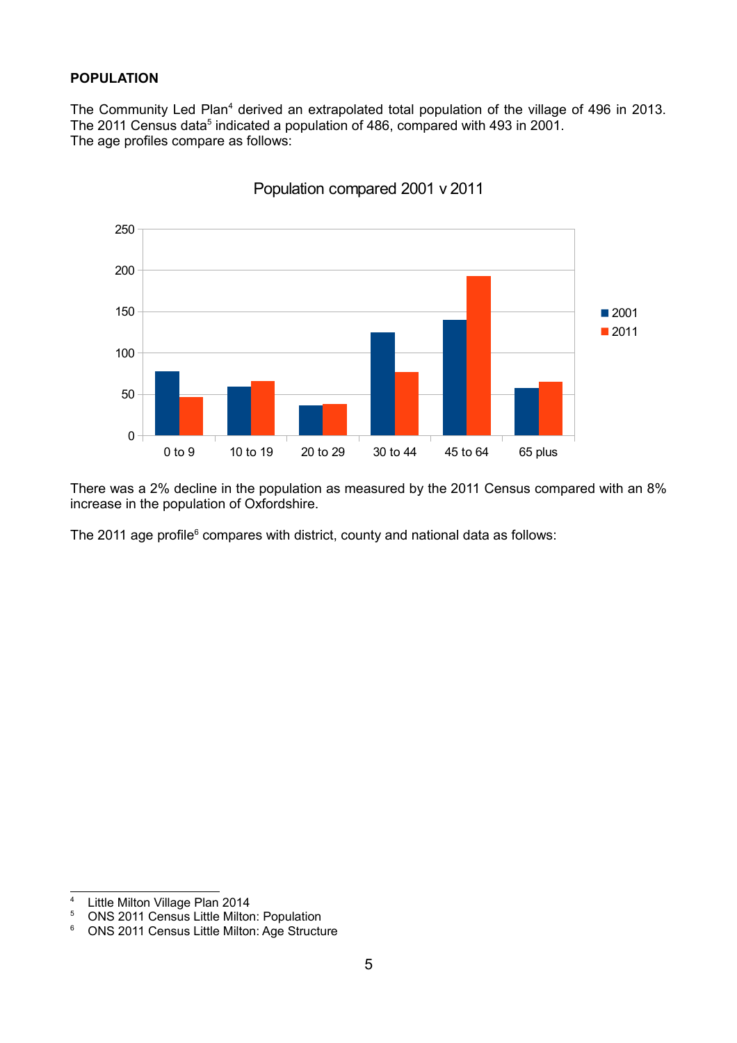**POPULATION**

The Community Led Plan[4] derived an extrapolated total population of the village of 496 in 2013. The 2011 Census data[5] indicated a population of 486, compared with 493 in 2001.
The age profiles compare as follows:

Population compared 2001 v 2011

There was a 2% decline in the population as measured by the 2011 Census compared with an 8% increase in the population of Oxfordshire.

The 2011 age profile[6] compares with district, county and national data as follows:

[4] Little Milton Village Plan 2014
[5] ONS 2011 Census Little Milton: Population
[6] ONS 2011 Census Little Milton: Age Structure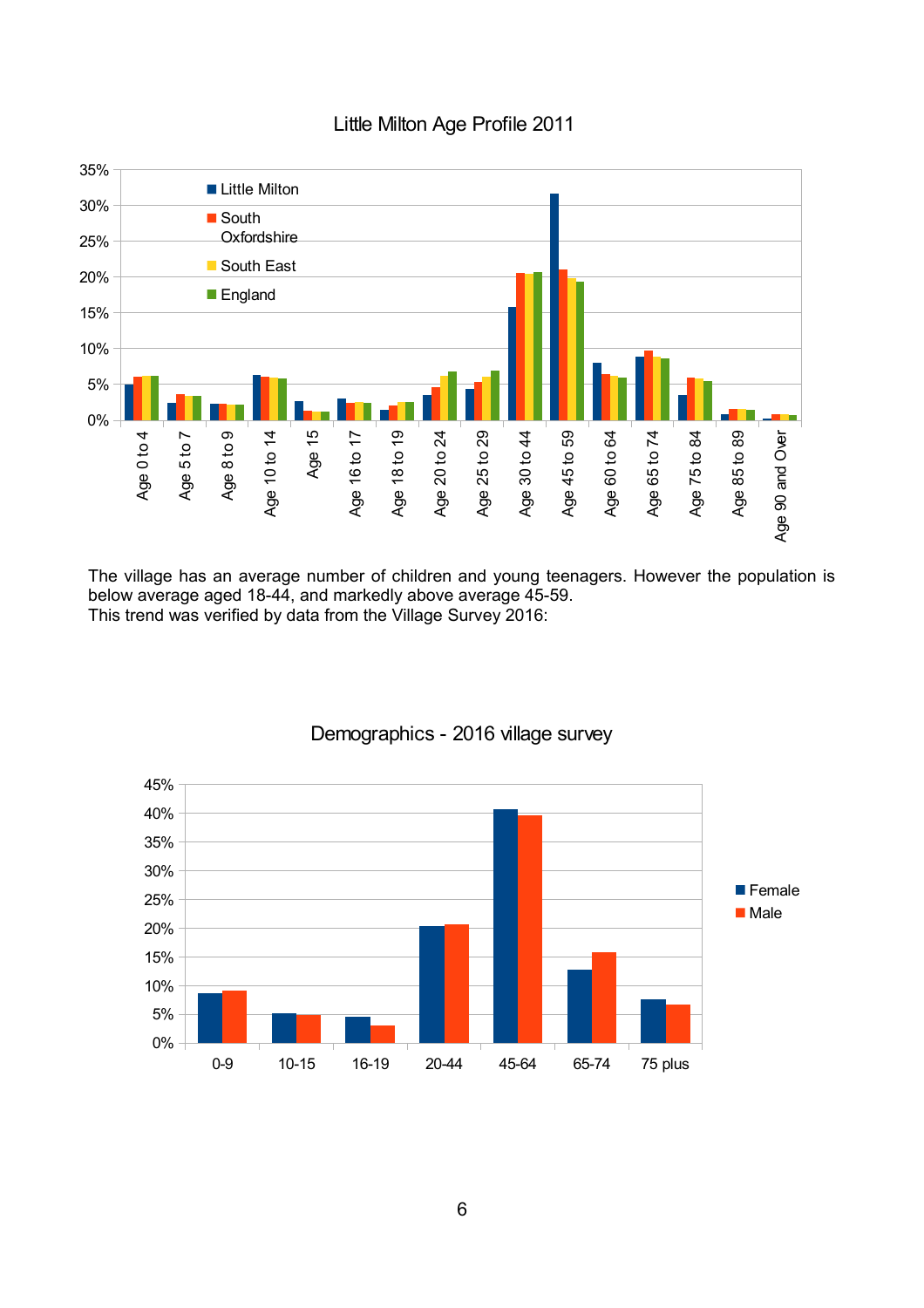Little Milton Age Profile 2011

The village has an average number of children and young teenagers. However the population is below average aged 18-44, and markedly above average 45-59.
This trend was verified by data from the Village Survey 2016:

Demographics - 2016 village survey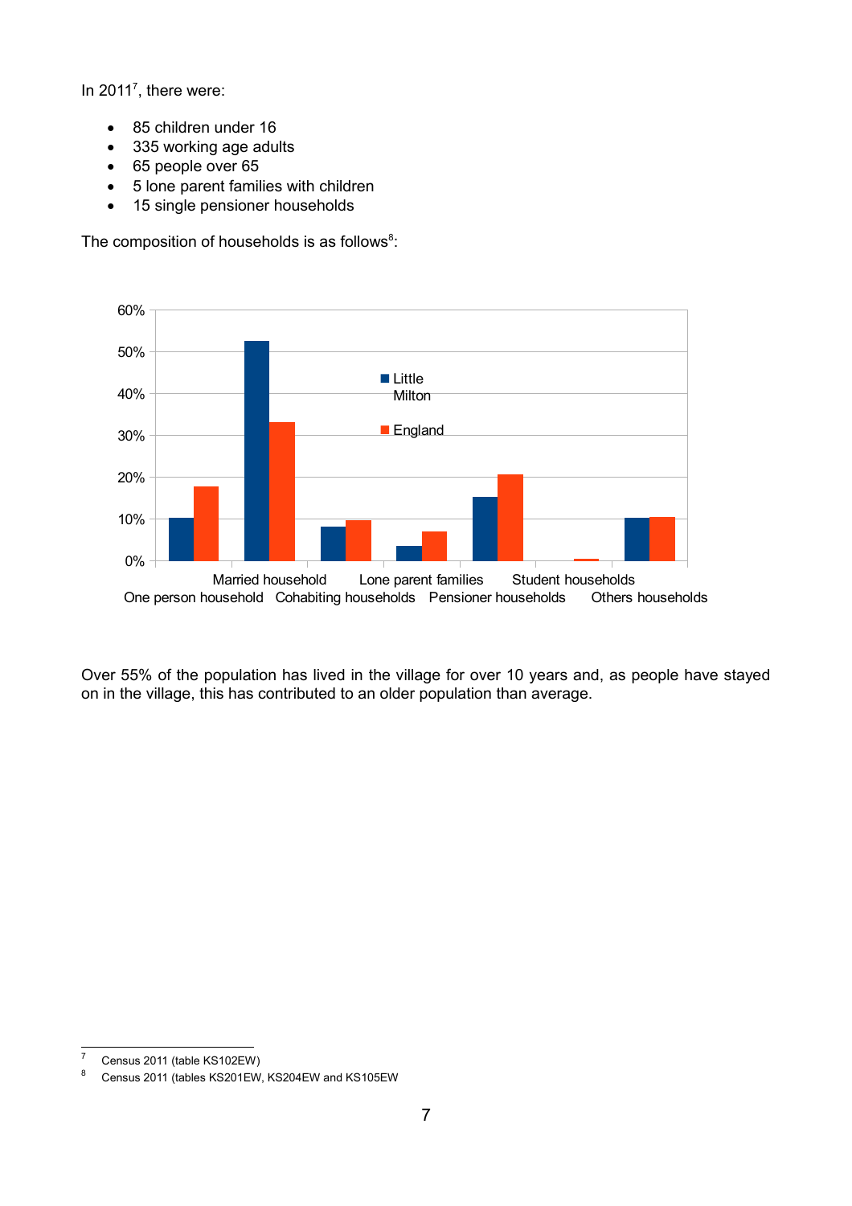In 2011[7], there were:

- 85 children under 16
- 335 working age adults
- 65 people over 65
- 5 lone parent families with children
- 15 single pensioner households

The composition of households is as follows[8]:

Over 55% of the population has lived in the village for over 10 years and, as people have stayed on in the village, this has contributed to an older population than average.

---

[7] Census 2011 (table KS102EW)

[8] Census 2011 (tables KS201EW, KS204EW and KS105EW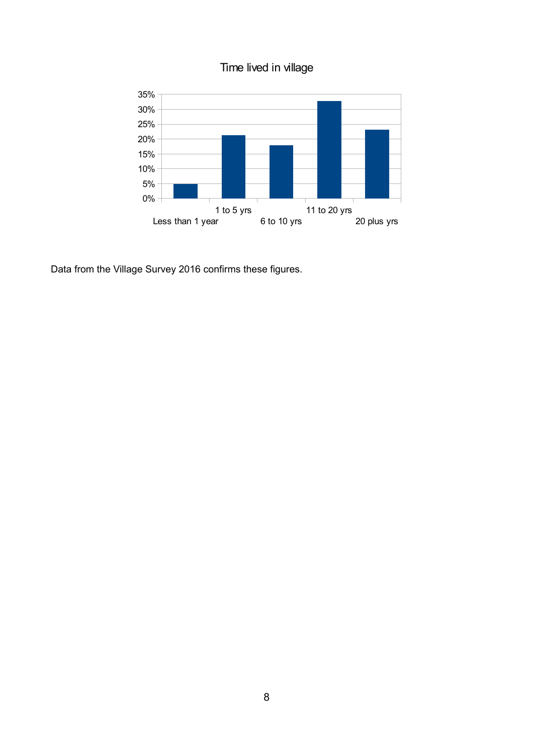Time lived in village

Data from the Village Survey 2016 confirms these figures.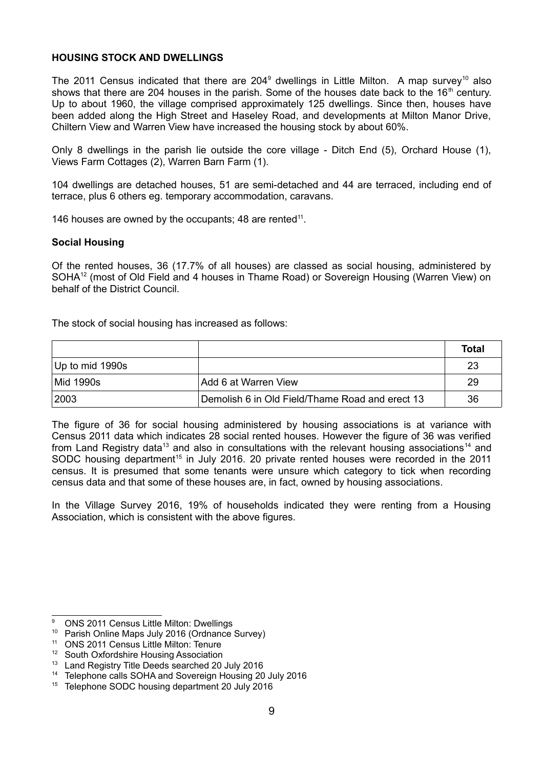**HOUSING STOCK AND DWELLINGS**

The 2011 Census indicated that there are 204[9] dwellings in Little Milton. A map survey[10] also shows that there are 204 houses in the parish. Some of the houses date back to the 16$^{th}$ century. Up to about 1960, the village comprised approximately 125 dwellings. Since then, houses have been added along the High Street and Haseley Road, and developments at Milton Manor Drive, Chiltern View and Warren View have increased the housing stock by about 60%.

Only 8 dwellings in the parish lie outside the core village - Ditch End (5), Orchard House (1), Views Farm Cottages (2), Warren Barn Farm (1).

104 dwellings are detached houses, 51 are semi-detached and 44 are terraced, including end of terrace, plus 6 others eg. temporary accommodation, caravans.

146 houses are owned by the occupants; 48 are rented[11].

**Social Housing**

Of the rented houses, 36 (17.7% of all houses) are classed as social housing, administered by SOHA[12] (most of Old Field and 4 houses in Thame Road) or Sovereign Housing (Warren View) on behalf of the District Council.

The stock of social housing has increased as follows:

| | | **Total** |
|---|---|---|
| Up to mid 1990s | | 23 |
| Mid 1990s | Add 6 at Warren View | 29 |
| 2003 | Demolish 6 in Old Field/Thame Road and erect 13 | 36 |

The figure of 36 for social housing administered by housing associations is at variance with Census 2011 data which indicates 28 social rented houses. However the figure of 36 was verified from Land Registry data[13] and also in consultations with the relevant housing associations[14] and SODC housing department[15] in July 2016. 20 private rented houses were recorded in the 2011 census. It is presumed that some tenants were unsure which category to tick when recording census data and that some of these houses are, in fact, owned by housing associations.

In the Village Survey 2016, 19% of households indicated they were renting from a Housing Association, which is consistent with the above figures.

---

[9] ONS 2011 Census Little Milton: Dwellings
[10] Parish Online Maps July 2016 (Ordnance Survey)
[11] ONS 2011 Census Little Milton: Tenure
[12] South Oxfordshire Housing Association
[13] Land Registry Title Deeds searched 20 July 2016
[14] Telephone calls SOHA and Sovereign Housing 20 July 2016
[15] Telephone SODC housing department 20 July 2016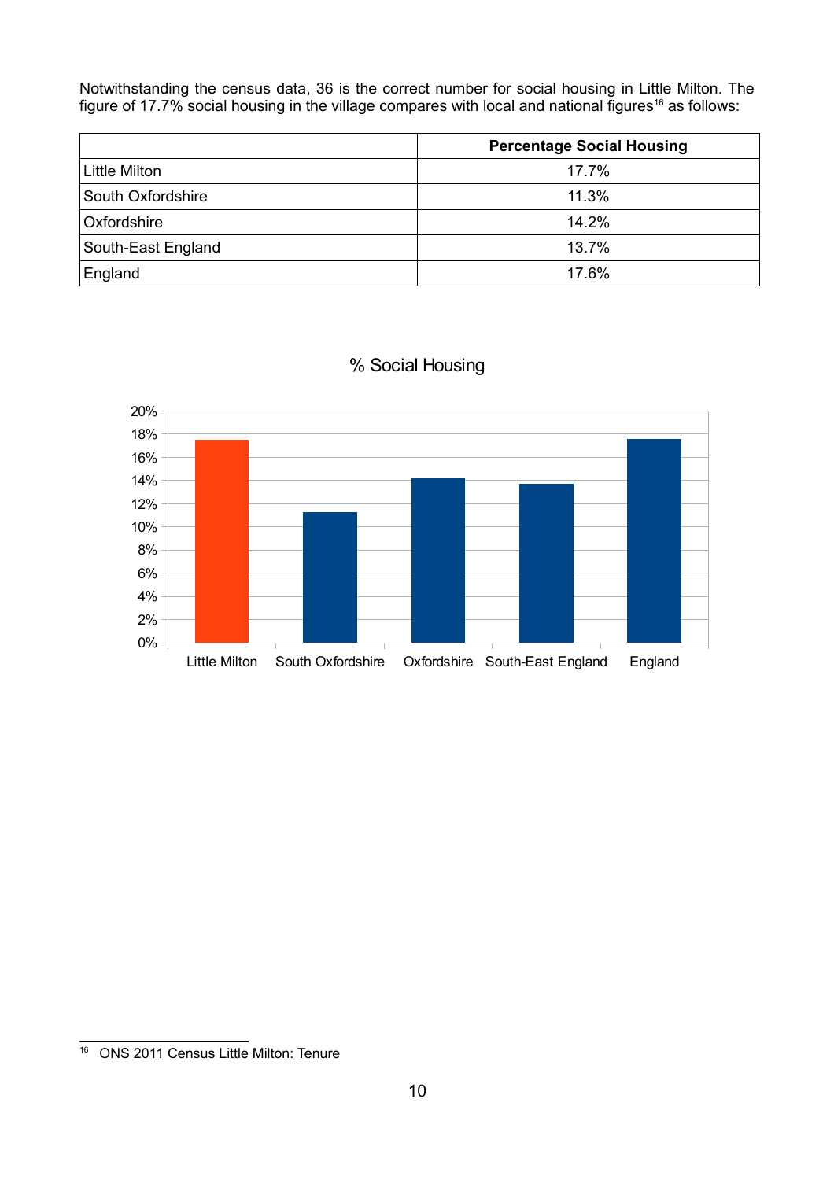Notwithstanding the census data, 36 is the correct number for social housing in Little Milton. The figure of 17.7% social housing in the village compares with local and national figures[16] as follows:

| | Percentage Social Housing |
|---|---|
| Little Milton | 17.7% |
| South Oxfordshire | 11.3% |
| Oxfordshire | 14.2% |
| South-East England | 13.7% |
| England | 17.6% |

% Social Housing

[16] ONS 2011 Census Little Milton: Tenure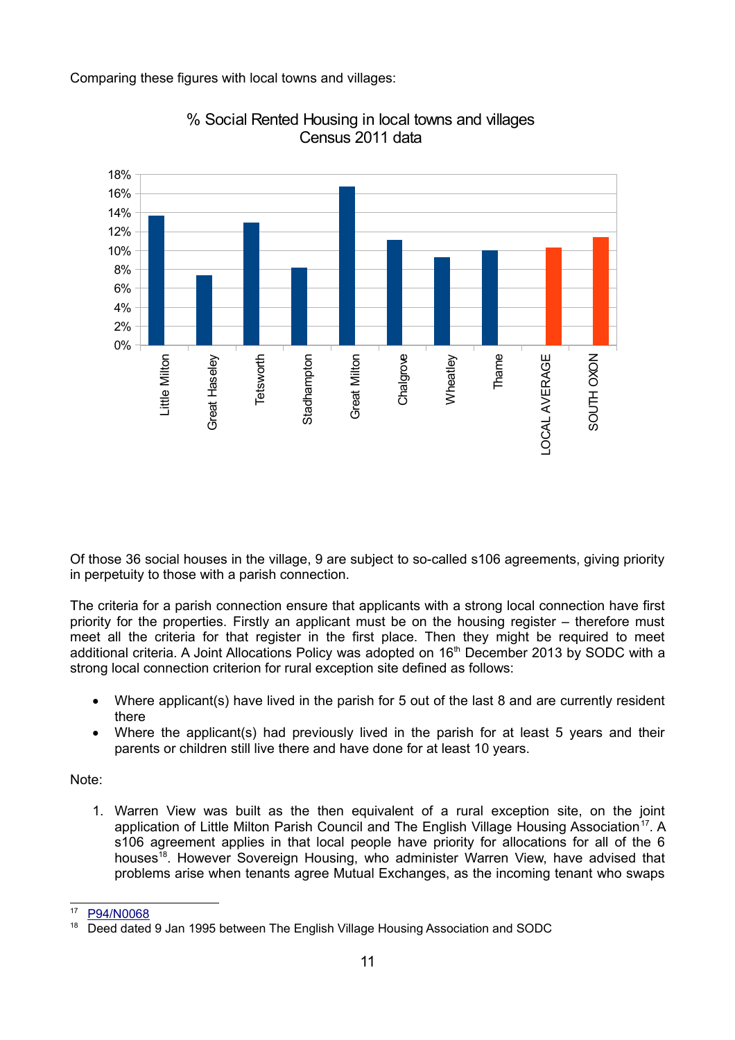Comparing these figures with local towns and villages:

% Social Rented Housing in local towns and villages
Census 2011 data

Of those 36 social houses in the village, 9 are subject to so-called s106 agreements, giving priority in perpetuity to those with a parish connection.

The criteria for a parish connection ensure that applicants with a strong local connection have first priority for the properties. Firstly an applicant must be on the housing register – therefore must meet all the criteria for that register in the first place. Then they might be required to meet additional criteria. A Joint Allocations Policy was adopted on 16th December 2013 by SODC with a strong local connection criterion for rural exception site defined as follows:

- Where applicant(s) have lived in the parish for 5 out of the last 8 and are currently resident there
- Where the applicant(s) had previously lived in the parish for at least 5 years and their parents or children still live there and have done for at least 10 years.

Note:

1. Warren View was built as the then equivalent of a rural exception site, on the joint application of Little Milton Parish Council and The English Village Housing Association[17]. A s106 agreement applies in that local people have priority for allocations for all of the 6 houses[18]. However Sovereign Housing, who administer Warren View, have advised that problems arise when tenants agree Mutual Exchanges, as the incoming tenant who swaps

---

[17] P94/N0068

[18] Deed dated 9 Jan 1995 between The English Village Housing Association and SODC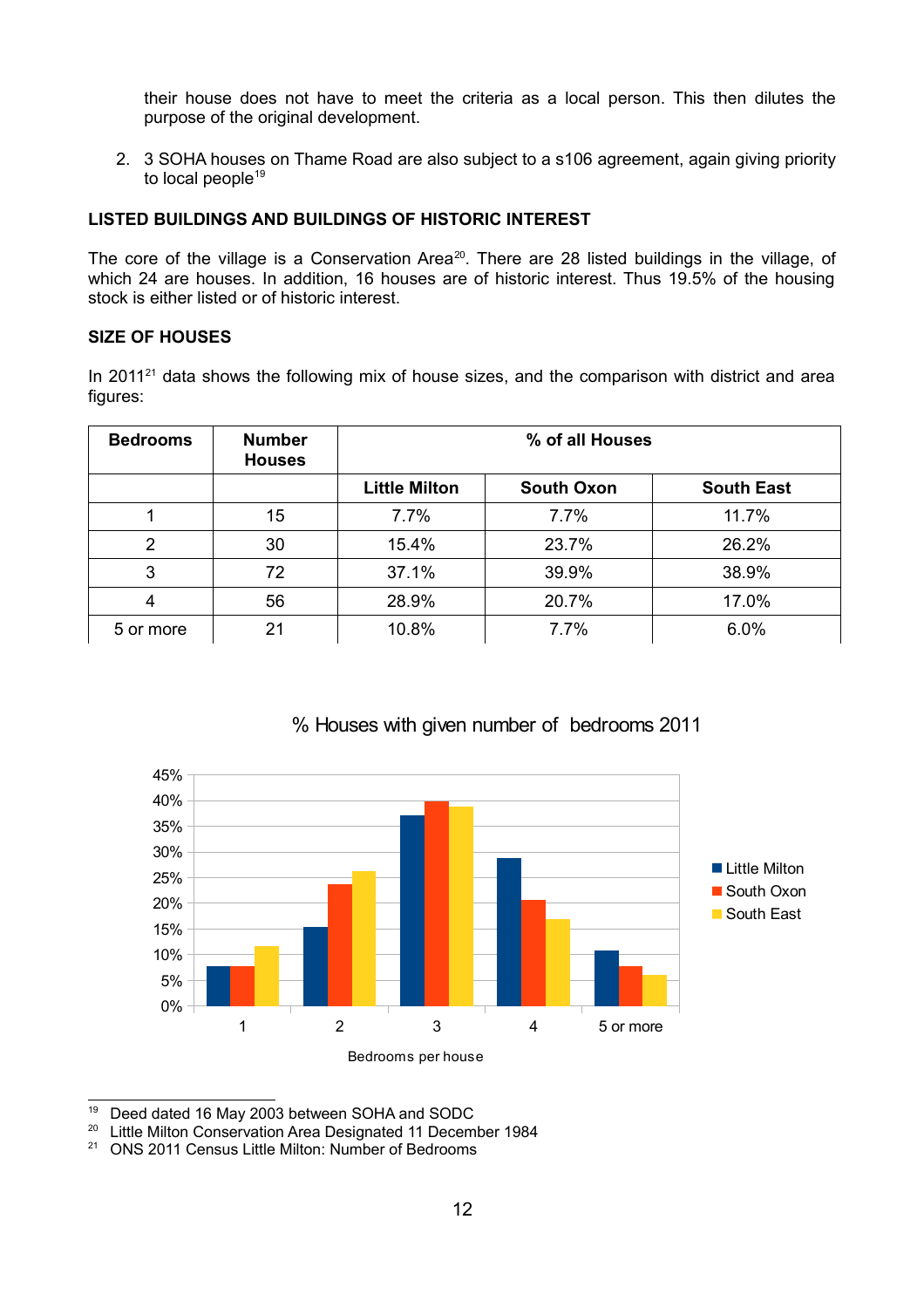their house does not have to meet the criteria as a local person. This then dilutes the purpose of the original development.

2. 3 SOHA houses on Thame Road are also subject to a s106 agreement, again giving priority to local people[19]

**LISTED BUILDINGS AND BUILDINGS OF HISTORIC INTEREST**

The core of the village is a Conservation Area[20]. There are 28 listed buildings in the village, of which 24 are houses. In addition, 16 houses are of historic interest. Thus 19.5% of the housing stock is either listed or of historic interest.

**SIZE OF HOUSES**

In 2011[21] data shows the following mix of house sizes, and the comparison with district and area figures:

| Bedrooms | Number Houses | % of all Houses | | |
|---|---|---|---|---|
| | | Little Milton | South Oxon | South East |
| 1 | 15 | 7.7% | 7.7% | 11.7% |
| 2 | 30 | 15.4% | 23.7% | 26.2% |
| 3 | 72 | 37.1% | 39.9% | 38.9% |
| 4 | 56 | 28.9% | 20.7% | 17.0% |
| 5 or more | 21 | 10.8% | 7.7% | 6.0% |

% Houses with given number of bedrooms 2011

[19] Deed dated 16 May 2003 between SOHA and SODC

[20] Little Milton Conservation Area Designated 11 December 1984

[21] ONS 2011 Census Little Milton: Number of Bedrooms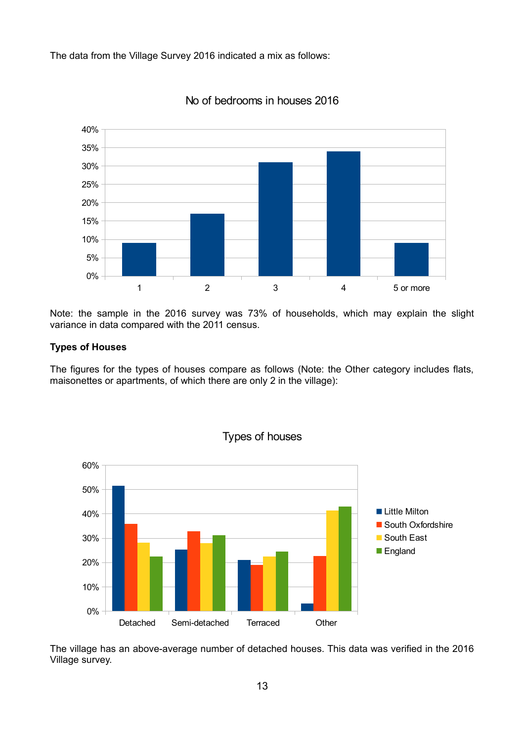The data from the Village Survey 2016 indicated a mix as follows:

No of bedrooms in houses 2016

| Bedrooms | Percentage |
| --- | --- |
| 1 | 9% |
| 2 | 17% |
| 3 | 31% |
| 4 | 34% |
| 5 or more | 9% |

Note: the sample in the 2016 survey was 73% of households, which may explain the slight variance in data compared with the 2011 census.

**Types of Houses**

The figures for the types of houses compare as follows (Note: the Other category includes flats, maisonettes or apartments, of which there are only 2 in the village):

Types of houses

| | Little Milton | South Oxfordshire | South East | England |
| --- | --- | --- | --- | --- |
| Detached | 51% | 36% | 28% | 22% |
| Semi-detached | 25% | 33% | 28% | 31% |
| Terraced | 21% | 19% | 22% | 24% |
| Other | 3% | 23% | 41% | 43% |

The village has an above-average number of detached houses. This data was verified in the 2016 Village survey.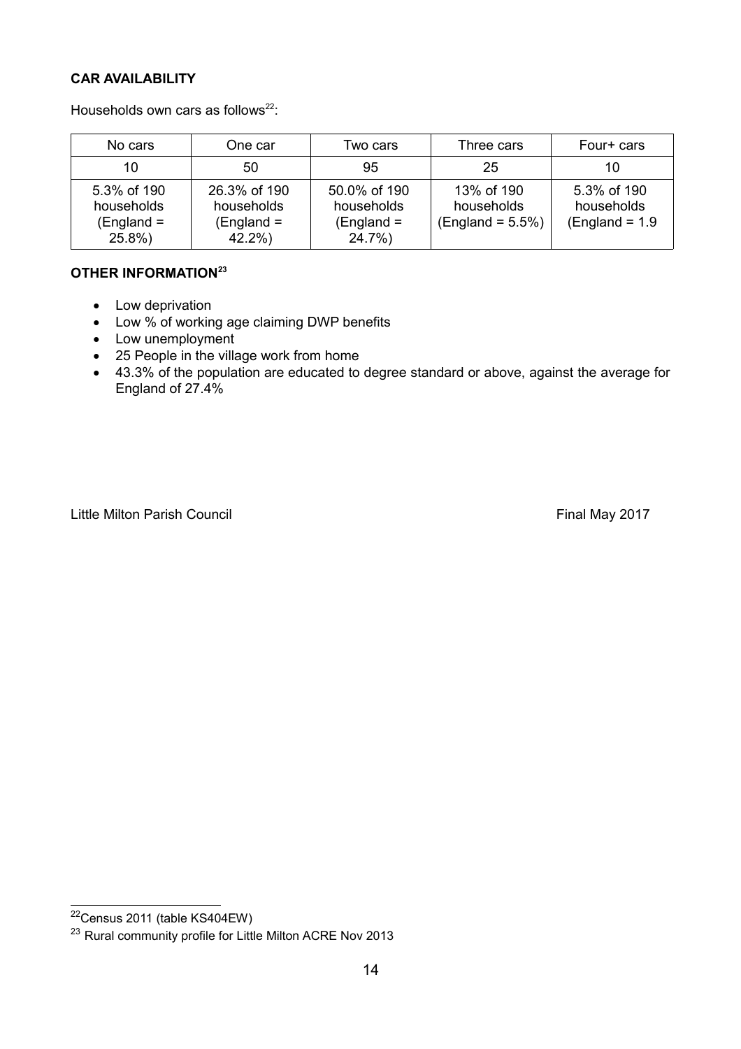**CAR AVAILABILITY**

Households own cars as follows[22]:

| No cars | One car | Two cars | Three cars | Four+ cars |
|---|---|---|---|---|
| 10 | 50 | 95 | 25 | 10 |
| 5.3% of 190 households (England = 25.8%) | 26.3% of 190 households (England = 42.2%) | 50.0% of 190 households (England = 24.7%) | 13% of 190 households (England = 5.5%) | 5.3% of 190 households (England = 1.9 |

**OTHER INFORMATION[23]**

- Low deprivation
- Low % of working age claiming DWP benefits
- Low unemployment
- 25 People in the village work from home
- 43.3% of the population are educated to degree standard or above, against the average for England of 27.4%

Little Milton Parish Council Final May 2017

[22] Census 2011 (table KS404EW)

[23] Rural community profile for Little Milton ACRE Nov 2013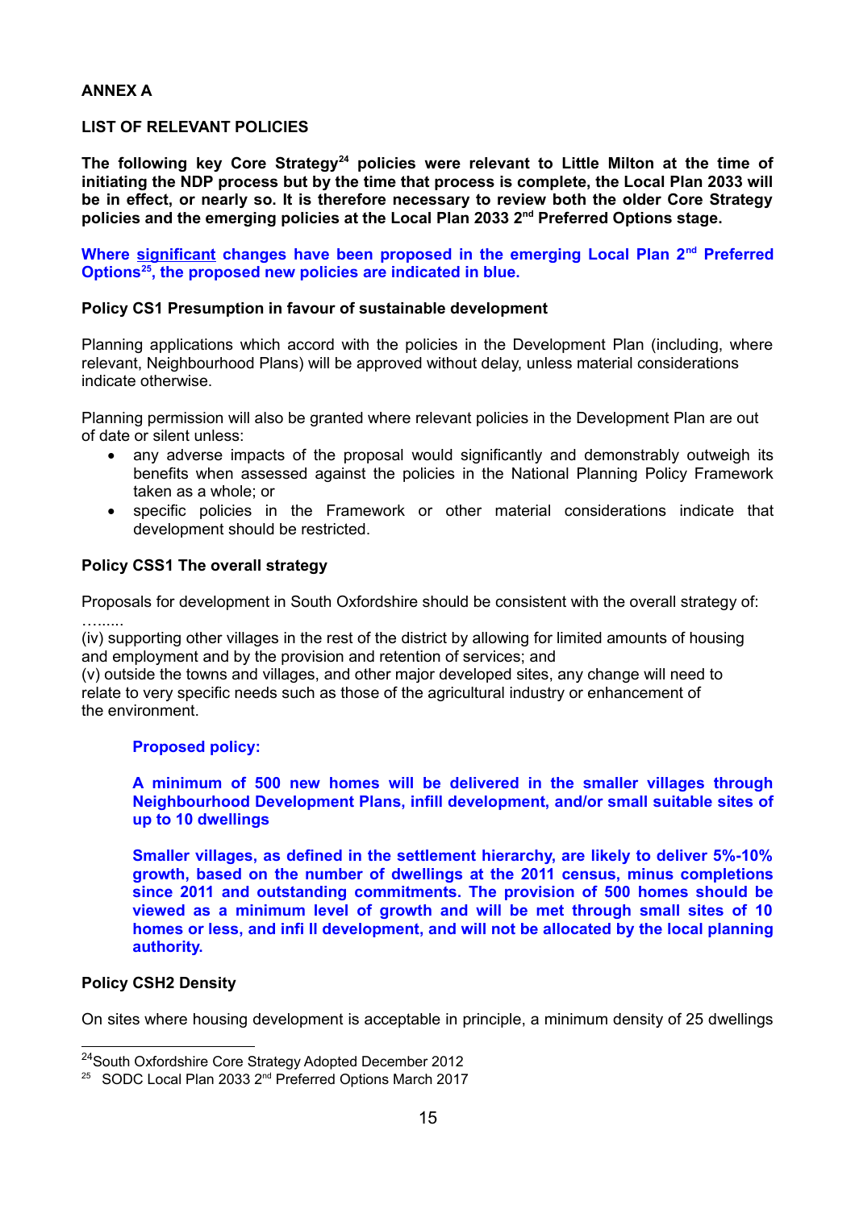**ANNEX A**

**LIST OF RELEVANT POLICIES**

**The following key Core Strategy[24] policies were relevant to Little Milton at the time of initiating the NDP process but by the time that process is complete, the Local Plan 2033 will be in effect, or nearly so. It is therefore necessary to review both the older Core Strategy policies and the emerging policies at the Local Plan 2033 2nd Preferred Options stage.**

**Where significant changes have been proposed in the emerging Local Plan 2nd Preferred Options[25], the proposed new policies are indicated in blue.**

**Policy CS1 Presumption in favour of sustainable development**

Planning applications which accord with the policies in the Development Plan (including, where relevant, Neighbourhood Plans) will be approved without delay, unless material considerations indicate otherwise.

Planning permission will also be granted where relevant policies in the Development Plan are out of date or silent unless:

- any adverse impacts of the proposal would significantly and demonstrably outweigh its benefits when assessed against the policies in the National Planning Policy Framework taken as a whole; or
- specific policies in the Framework or other material considerations indicate that development should be restricted.

**Policy CSS1 The overall strategy**

Proposals for development in South Oxfordshire should be consistent with the overall strategy of:

……...

(iv) supporting other villages in the rest of the district by allowing for limited amounts of housing and employment and by the provision and retention of services; and

(v) outside the towns and villages, and other major developed sites, any change will need to relate to very specific needs such as those of the agricultural industry or enhancement of the environment.

**Proposed policy:**

**A minimum of 500 new homes will be delivered in the smaller villages through Neighbourhood Development Plans, infill development, and/or small suitable sites of up to 10 dwellings**

**Smaller villages, as defined in the settlement hierarchy, are likely to deliver 5%-10% growth, based on the number of dwellings at the 2011 census, minus completions since 2011 and outstanding commitments. The provision of 500 homes should be viewed as a minimum level of growth and will be met through small sites of 10 homes or less, and infi ll development, and will not be allocated by the local planning authority.**

**Policy CSH2 Density**

On sites where housing development is acceptable in principle, a minimum density of 25 dwellings

[24] South Oxfordshire Core Strategy Adopted December 2012

[25] SODC Local Plan 2033 2nd Preferred Options March 2017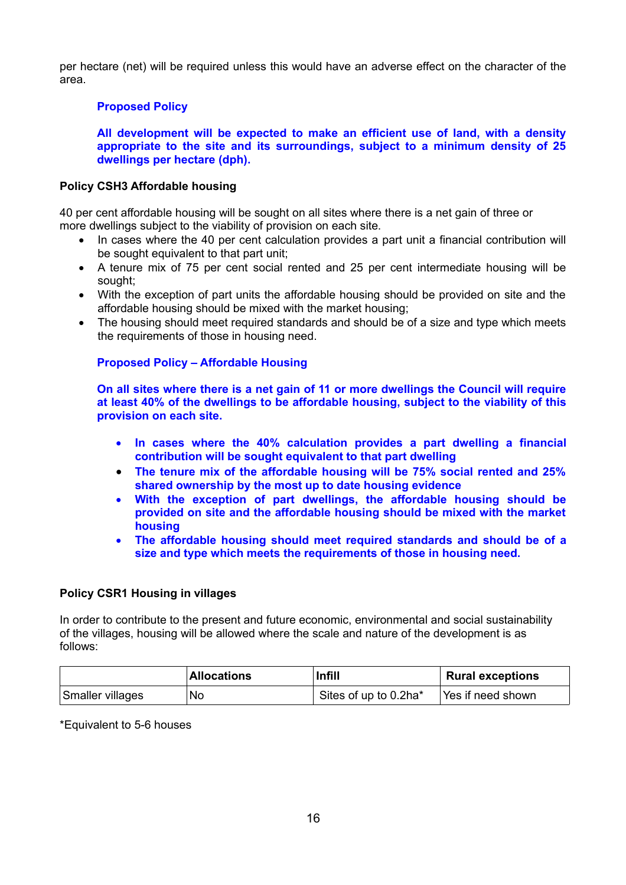per hectare (net) will be required unless this would have an adverse effect on the character of the area.

**Proposed Policy**

**All development will be expected to make an efficient use of land, with a density appropriate to the site and its surroundings, subject to a minimum density of 25 dwellings per hectare (dph).**

**Policy CSH3 Affordable housing**

40 per cent affordable housing will be sought on all sites where there is a net gain of three or more dwellings subject to the viability of provision on each site.

- In cases where the 40 per cent calculation provides a part unit a financial contribution will be sought equivalent to that part unit;
- A tenure mix of 75 per cent social rented and 25 per cent intermediate housing will be sought;
- With the exception of part units the affordable housing should be provided on site and the affordable housing should be mixed with the market housing;
- The housing should meet required standards and should be of a size and type which meets the requirements of those in housing need.

**Proposed Policy – Affordable Housing**

**On all sites where there is a net gain of 11 or more dwellings the Council will require at least 40% of the dwellings to be affordable housing, subject to the viability of this provision on each site.**

- **In cases where the 40% calculation provides a part dwelling a financial contribution will be sought equivalent to that part dwelling**
- **The tenure mix of the affordable housing will be 75% social rented and 25% shared ownership by the most up to date housing evidence**
- **With the exception of part dwellings, the affordable housing should be provided on site and the affordable housing should be mixed with the market housing**
- **The affordable housing should meet required standards and should be of a size and type which meets the requirements of those in housing need.**

**Policy CSR1 Housing in villages**

In order to contribute to the present and future economic, environmental and social sustainability of the villages, housing will be allowed where the scale and nature of the development is as follows:

| | **Allocations** | **Infill** | **Rural exceptions** |
|---|---|---|---|
| Smaller villages | No | Sites of up to 0.2ha* | Yes if need shown |

*Equivalent to 5-6 houses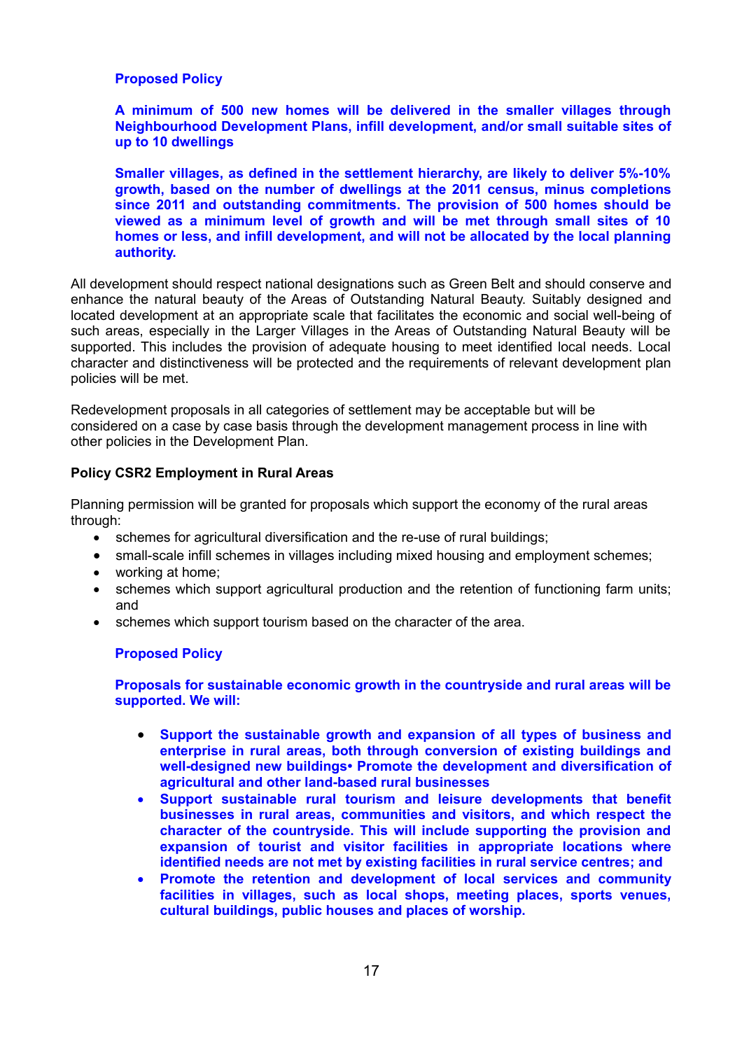**Proposed Policy**

**A minimum of 500 new homes will be delivered in the smaller villages through Neighbourhood Development Plans, infill development, and/or small suitable sites of up to 10 dwellings**

**Smaller villages, as defined in the settlement hierarchy, are likely to deliver 5%-10% growth, based on the number of dwellings at the 2011 census, minus completions since 2011 and outstanding commitments. The provision of 500 homes should be viewed as a minimum level of growth and will be met through small sites of 10 homes or less, and infill development, and will not be allocated by the local planning authority.**

All development should respect national designations such as Green Belt and should conserve and enhance the natural beauty of the Areas of Outstanding Natural Beauty. Suitably designed and located development at an appropriate scale that facilitates the economic and social well-being of such areas, especially in the Larger Villages in the Areas of Outstanding Natural Beauty will be supported. This includes the provision of adequate housing to meet identified local needs. Local character and distinctiveness will be protected and the requirements of relevant development plan policies will be met.

Redevelopment proposals in all categories of settlement may be acceptable but will be considered on a case by case basis through the development management process in line with other policies in the Development Plan.

**Policy CSR2 Employment in Rural Areas**

Planning permission will be granted for proposals which support the economy of the rural areas through:

- schemes for agricultural diversification and the re-use of rural buildings;
- small-scale infill schemes in villages including mixed housing and employment schemes;
- working at home;
- schemes which support agricultural production and the retention of functioning farm units; and
- schemes which support tourism based on the character of the area.

**Proposed Policy**

**Proposals for sustainable economic growth in the countryside and rural areas will be supported. We will:**

- **Support the sustainable growth and expansion of all types of business and enterprise in rural areas, both through conversion of existing buildings and well-designed new buildings• Promote the development and diversification of agricultural and other land-based rural businesses**
- **Support sustainable rural tourism and leisure developments that benefit businesses in rural areas, communities and visitors, and which respect the character of the countryside. This will include supporting the provision and expansion of tourist and visitor facilities in appropriate locations where identified needs are not met by existing facilities in rural service centres; and**
- **Promote the retention and development of local services and community facilities in villages, such as local shops, meeting places, sports venues, cultural buildings, public houses and places of worship.**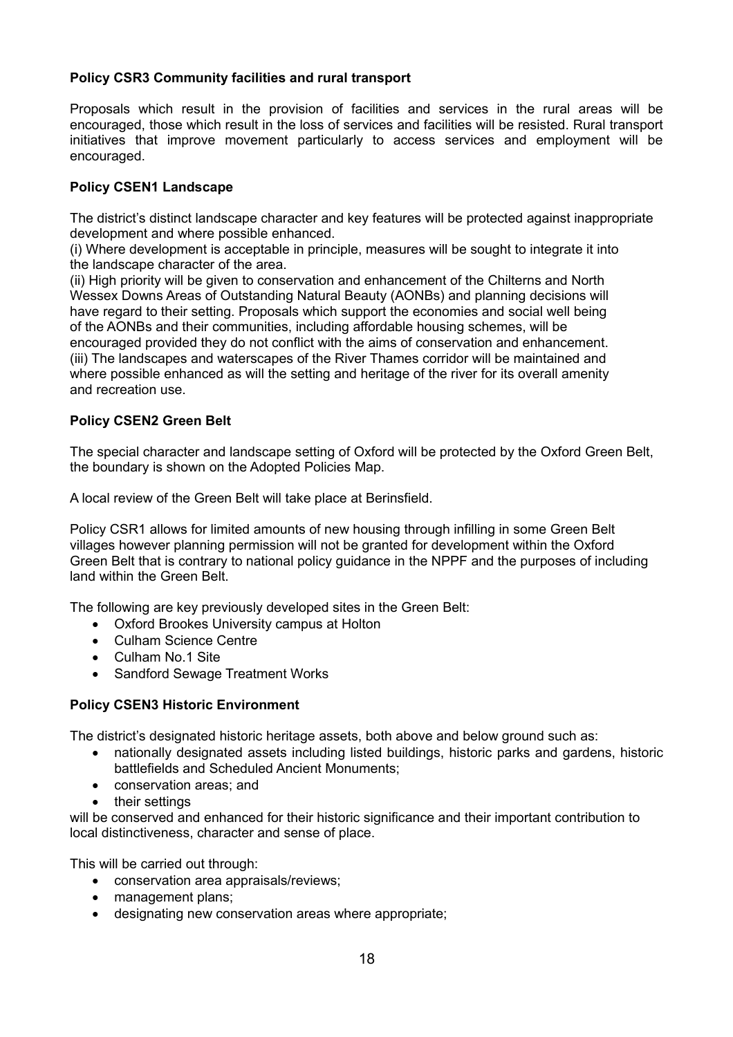**Policy CSR3 Community facilities and rural transport**

Proposals which result in the provision of facilities and services in the rural areas will be encouraged, those which result in the loss of services and facilities will be resisted. Rural transport initiatives that improve movement particularly to access services and employment will be encouraged.

**Policy CSEN1 Landscape**

The district's distinct landscape character and key features will be protected against inappropriate development and where possible enhanced.
(i) Where development is acceptable in principle, measures will be sought to integrate it into the landscape character of the area.
(ii) High priority will be given to conservation and enhancement of the Chilterns and North Wessex Downs Areas of Outstanding Natural Beauty (AONBs) and planning decisions will have regard to their setting. Proposals which support the economies and social well being of the AONBs and their communities, including affordable housing schemes, will be encouraged provided they do not conflict with the aims of conservation and enhancement.
(iii) The landscapes and waterscapes of the River Thames corridor will be maintained and where possible enhanced as will the setting and heritage of the river for its overall amenity and recreation use.

**Policy CSEN2 Green Belt**

The special character and landscape setting of Oxford will be protected by the Oxford Green Belt, the boundary is shown on the Adopted Policies Map.

A local review of the Green Belt will take place at Berinsfield.

Policy CSR1 allows for limited amounts of new housing through infilling in some Green Belt villages however planning permission will not be granted for development within the Oxford Green Belt that is contrary to national policy guidance in the NPPF and the purposes of including land within the Green Belt.

The following are key previously developed sites in the Green Belt:

- Oxford Brookes University campus at Holton
- Culham Science Centre
- Culham No.1 Site
- Sandford Sewage Treatment Works

**Policy CSEN3 Historic Environment**

The district's designated historic heritage assets, both above and below ground such as:

- nationally designated assets including listed buildings, historic parks and gardens, historic battlefields and Scheduled Ancient Monuments;
- conservation areas; and
- their settings

will be conserved and enhanced for their historic significance and their important contribution to local distinctiveness, character and sense of place.

This will be carried out through:

- conservation area appraisals/reviews;
- management plans;
- designating new conservation areas where appropriate;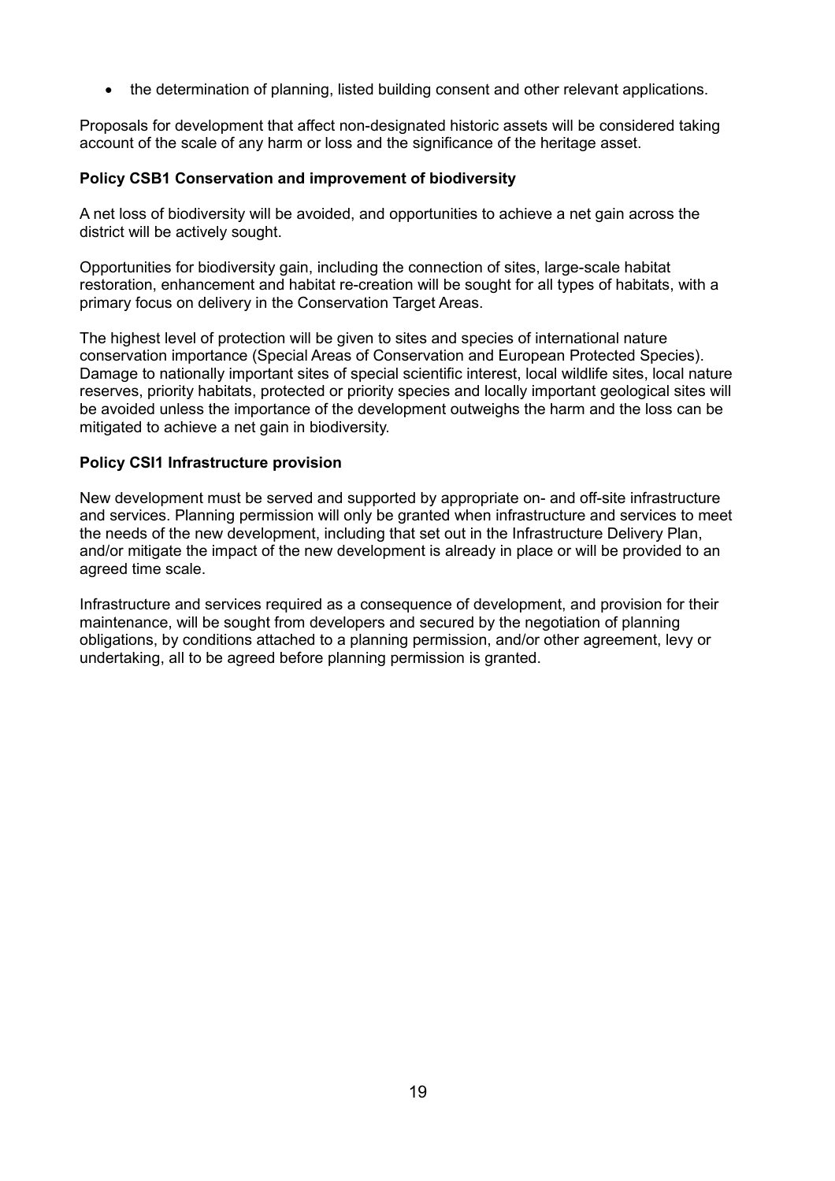- the determination of planning, listed building consent and other relevant applications.

Proposals for development that affect non-designated historic assets will be considered taking account of the scale of any harm or loss and the significance of the heritage asset.

**Policy CSB1 Conservation and improvement of biodiversity**

A net loss of biodiversity will be avoided, and opportunities to achieve a net gain across the district will be actively sought.

Opportunities for biodiversity gain, including the connection of sites, large-scale habitat restoration, enhancement and habitat re-creation will be sought for all types of habitats, with a primary focus on delivery in the Conservation Target Areas.

The highest level of protection will be given to sites and species of international nature conservation importance (Special Areas of Conservation and European Protected Species). Damage to nationally important sites of special scientific interest, local wildlife sites, local nature reserves, priority habitats, protected or priority species and locally important geological sites will be avoided unless the importance of the development outweighs the harm and the loss can be mitigated to achieve a net gain in biodiversity.

**Policy CSI1 Infrastructure provision**

New development must be served and supported by appropriate on- and off-site infrastructure and services. Planning permission will only be granted when infrastructure and services to meet the needs of the new development, including that set out in the Infrastructure Delivery Plan, and/or mitigate the impact of the new development is already in place or will be provided to an agreed time scale.

Infrastructure and services required as a consequence of development, and provision for their maintenance, will be sought from developers and secured by the negotiation of planning obligations, by conditions attached to a planning permission, and/or other agreement, levy or undertaking, all to be agreed before planning permission is granted.